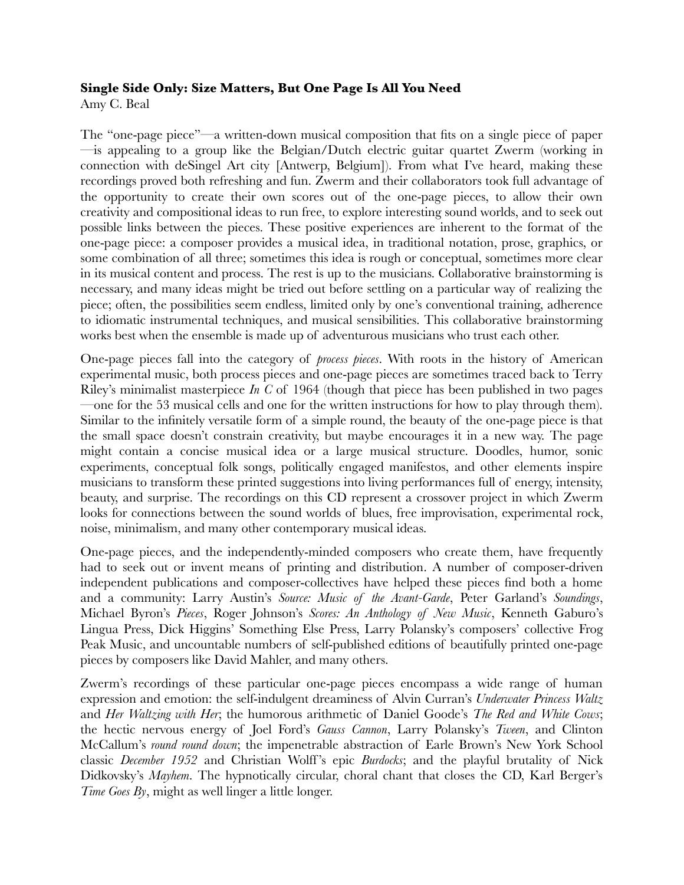**Single Side Only: Size Matters, But One Page Is All You Need**

Amy C. Beal

The "one-page piece"—a written-down musical composition that fits on a single piece of paper—is appealing to a group like the Belgian/Dutch electric guitar quartet Zwerm (working in connection with deSingel Art city [Antwerp, Belgium]). From what I've heard, making these recordings proved both refreshing and fun. Zwerm and their collaborators took full advantage of the opportunity to create their own scores out of the one-page pieces, to allow their own creativity and compositional ideas to run free, to explore interesting sound worlds, and to seek out possible links between the pieces. These positive experiences are inherent to the format of the one-page piece: a composer provides a musical idea, in traditional notation, prose, graphics, or some combination of all three; sometimes this idea is rough or conceptual, sometimes more clear in its musical content and process. The rest is up to the musicians. Collaborative brainstorming is necessary, and many ideas might be tried out before settling on a particular way of realizing the piece; often, the possibilities seem endless, limited only by one's conventional training, adherence to idiomatic instrumental techniques, and musical sensibilities. This collaborative brainstorming works best when the ensemble is made up of adventurous musicians who trust each other.

One-page pieces fall into the category of *process pieces*. With roots in the history of American experimental music, both process pieces and one-page pieces are sometimes traced back to Terry Riley's minimalist masterpiece *In C* of 1964 (though that piece has been published in two pages—one for the 53 musical cells and one for the written instructions for how to play through them). Similar to the infinitely versatile form of a simple round, the beauty of the one-page piece is that the small space doesn't constrain creativity, but maybe encourages it in a new way. The page might contain a concise musical idea or a large musical structure. Doodles, humor, sonic experiments, conceptual folk songs, politically engaged manifestos, and other elements inspire musicians to transform these printed suggestions into living performances full of energy, intensity, beauty, and surprise. The recordings on this CD represent a crossover project in which Zwerm looks for connections between the sound worlds of blues, free improvisation, experimental rock, noise, minimalism, and many other contemporary musical ideas.

One-page pieces, and the independently-minded composers who create them, have frequently had to seek out or invent means of printing and distribution. A number of composer-driven independent publications and composer-collectives have helped these pieces find both a home and a community: Larry Austin's *Source: Music of the Avant-Garde*, Peter Garland's *Soundings*, Michael Byron's *Pieces*, Roger Johnson's *Scores: An Anthology of New Music*, Kenneth Gaburo's Lingua Press, Dick Higgins' Something Else Press, Larry Polansky's composers' collective Frog Peak Music, and uncountable numbers of self-published editions of beautifully printed one-page pieces by composers like David Mahler, and many others.

Zwerm's recordings of these particular one-page pieces encompass a wide range of human expression and emotion: the self-indulgent dreaminess of Alvin Curran's *Underwater Princess Waltz* and *Her Waltzing with Her*; the humorous arithmetic of Daniel Goode's *The Red and White Cows*; the hectic nervous energy of Joel Ford's *Gauss Cannon*, Larry Polansky's *Tween*, and Clinton McCallum's *round round down*; the impenetrable abstraction of Earle Brown's New York School classic *December 1952* and Christian Wolff's epic *Burdocks*; and the playful brutality of Nick Didkovsky's *Mayhem*. The hypnotically circular, choral chant that closes the CD, Karl Berger's *Time Goes By*, might as well linger a little longer.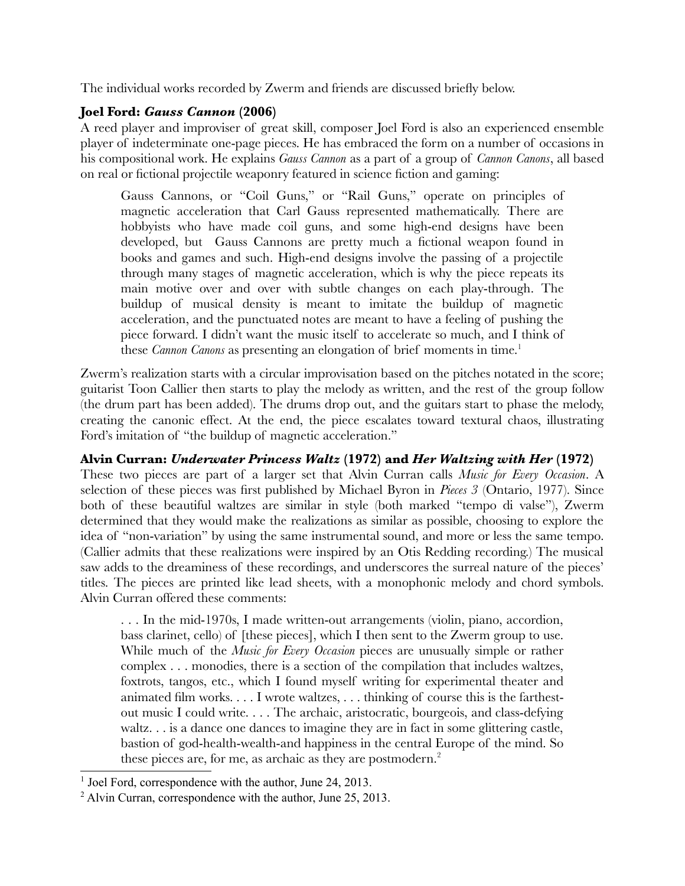The individual works recorded by Zwerm and friends are discussed briefly below.

### Joel Ford: *Gauss Cannon* (2006)

A reed player and improviser of great skill, composer Joel Ford is also an experienced ensemble player of indeterminate one-page pieces. He has embraced the form on a number of occasions in his compositional work. He explains *Gauss Cannon* as a part of a group of *Cannon Canons*, all based on real or fictional projectile weaponry featured in science fiction and gaming:

> Gauss Cannons, or "Coil Guns," or "Rail Guns," operate on principles of magnetic acceleration that Carl Gauss represented mathematically. There are hobbyists who have made coil guns, and some high-end designs have been developed, but Gauss Cannons are pretty much a fictional weapon found in books and games and such. High-end designs involve the passing of a projectile through many stages of magnetic acceleration, which is why the piece repeats its main motive over and over with subtle changes on each play-through. The buildup of musical density is meant to imitate the buildup of magnetic acceleration, and the punctuated notes are meant to have a feeling of pushing the piece forward. I didn't want the music itself to accelerate so much, and I think of these *Cannon Canons* as presenting an elongation of brief moments in time.[1]

Zwerm's realization starts with a circular improvisation based on the pitches notated in the score; guitarist Toon Callier then starts to play the melody as written, and the rest of the group follow (the drum part has been added). The drums drop out, and the guitars start to phase the melody, creating the canonic effect. At the end, the piece escalates toward textural chaos, illustrating Ford's imitation of "the buildup of magnetic acceleration."

### Alvin Curran: *Underwater Princess Waltz* (1972) and *Her Waltzing with Her* (1972)

These two pieces are part of a larger set that Alvin Curran calls *Music for Every Occasion*. A selection of these pieces was first published by Michael Byron in *Pieces 3* (Ontario, 1977). Since both of these beautiful waltzes are similar in style (both marked "tempo di valse"), Zwerm determined that they would make the realizations as similar as possible, choosing to explore the idea of "non-variation" by using the same instrumental sound, and more or less the same tempo. (Callier admits that these realizations were inspired by an Otis Redding recording.) The musical saw adds to the dreaminess of these recordings, and underscores the surreal nature of the pieces' titles. The pieces are printed like lead sheets, with a monophonic melody and chord symbols. Alvin Curran offered these comments:

> . . . In the mid-1970s, I made written-out arrangements (violin, piano, accordion, bass clarinet, cello) of [these pieces], which I then sent to the Zwerm group to use. While much of the *Music for Every Occasion* pieces are unusually simple or rather complex . . . monodies, there is a section of the compilation that includes waltzes, foxtrots, tangos, etc., which I found myself writing for experimental theater and animated film works. . . . I wrote waltzes, . . . thinking of course this is the farthest-out music I could write. . . . The archaic, aristocratic, bourgeois, and class-defying waltz. . . is a dance one dances to imagine they are in fact in some glittering castle, bastion of god-health-wealth-and happiness in the central Europe of the mind. So these pieces are, for me, as archaic as they are postmodern.[2]

---

[1] Joel Ford, correspondence with the author, June 24, 2013.

[2] Alvin Curran, correspondence with the author, June 25, 2013.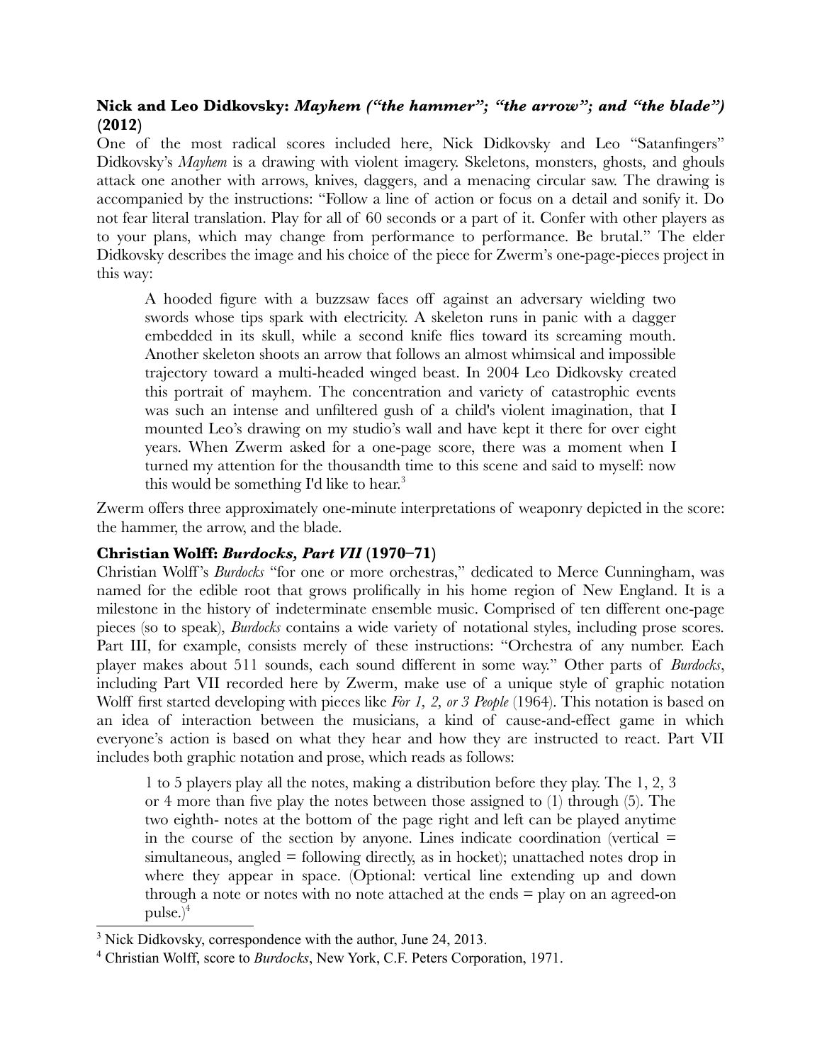### **Nick and Leo Didkovsky: *Mayhem ("the hammer"; "the arrow"; and "the blade")* (2012)**

One of the most radical scores included here, Nick Didkovsky and Leo "Satanfingers" Didkovsky's *Mayhem* is a drawing with violent imagery. Skeletons, monsters, ghosts, and ghouls attack one another with arrows, knives, daggers, and a menacing circular saw. The drawing is accompanied by the instructions: "Follow a line of action or focus on a detail and sonify it. Do not fear literal translation. Play for all of 60 seconds or a part of it. Confer with other players as to your plans, which may change from performance to performance. Be brutal." The elder Didkovsky describes the image and his choice of the piece for Zwerm's one-page-pieces project in this way:

> A hooded figure with a buzzsaw faces off against an adversary wielding two swords whose tips spark with electricity. A skeleton runs in panic with a dagger embedded in its skull, while a second knife flies toward its screaming mouth. Another skeleton shoots an arrow that follows an almost whimsical and impossible trajectory toward a multi-headed winged beast. In 2004 Leo Didkovsky created this portrait of mayhem. The concentration and variety of catastrophic events was such an intense and unfiltered gush of a child's violent imagination, that I mounted Leo's drawing on my studio's wall and have kept it there for over eight years. When Zwerm asked for a one-page score, there was a moment when I turned my attention for the thousandth time to this scene and said to myself: now this would be something I'd like to hear.[3]

Zwerm offers three approximately one-minute interpretations of weaponry depicted in the score: the hammer, the arrow, and the blade.

### **Christian Wolff: *Burdocks, Part VII* (1970–71)**

Christian Wolff's *Burdocks* "for one or more orchestras," dedicated to Merce Cunningham, was named for the edible root that grows prolifically in his home region of New England. It is a milestone in the history of indeterminate ensemble music. Comprised of ten different one-page pieces (so to speak), *Burdocks* contains a wide variety of notational styles, including prose scores. Part III, for example, consists merely of these instructions: "Orchestra of any number. Each player makes about 511 sounds, each sound different in some way." Other parts of *Burdocks*, including Part VII recorded here by Zwerm, make use of a unique style of graphic notation Wolff first started developing with pieces like *For 1, 2, or 3 People* (1964). This notation is based on an idea of interaction between the musicians, a kind of cause-and-effect game in which everyone's action is based on what they hear and how they are instructed to react. Part VII includes both graphic notation and prose, which reads as follows:

> 1 to 5 players play all the notes, making a distribution before they play. The 1, 2, 3 or 4 more than five play the notes between those assigned to (1) through (5). The two eighth- notes at the bottom of the page right and left can be played anytime in the course of the section by anyone. Lines indicate coordination (vertical = simultaneous, angled = following directly, as in hocket); unattached notes drop in where they appear in space. (Optional: vertical line extending up and down through a note or notes with no note attached at the ends = play on an agreed-on pulse.)[4]

---

[3] Nick Didkovsky, correspondence with the author, June 24, 2013.

[4] Christian Wolff, score to *Burdocks*, New York, C.F. Peters Corporation, 1971.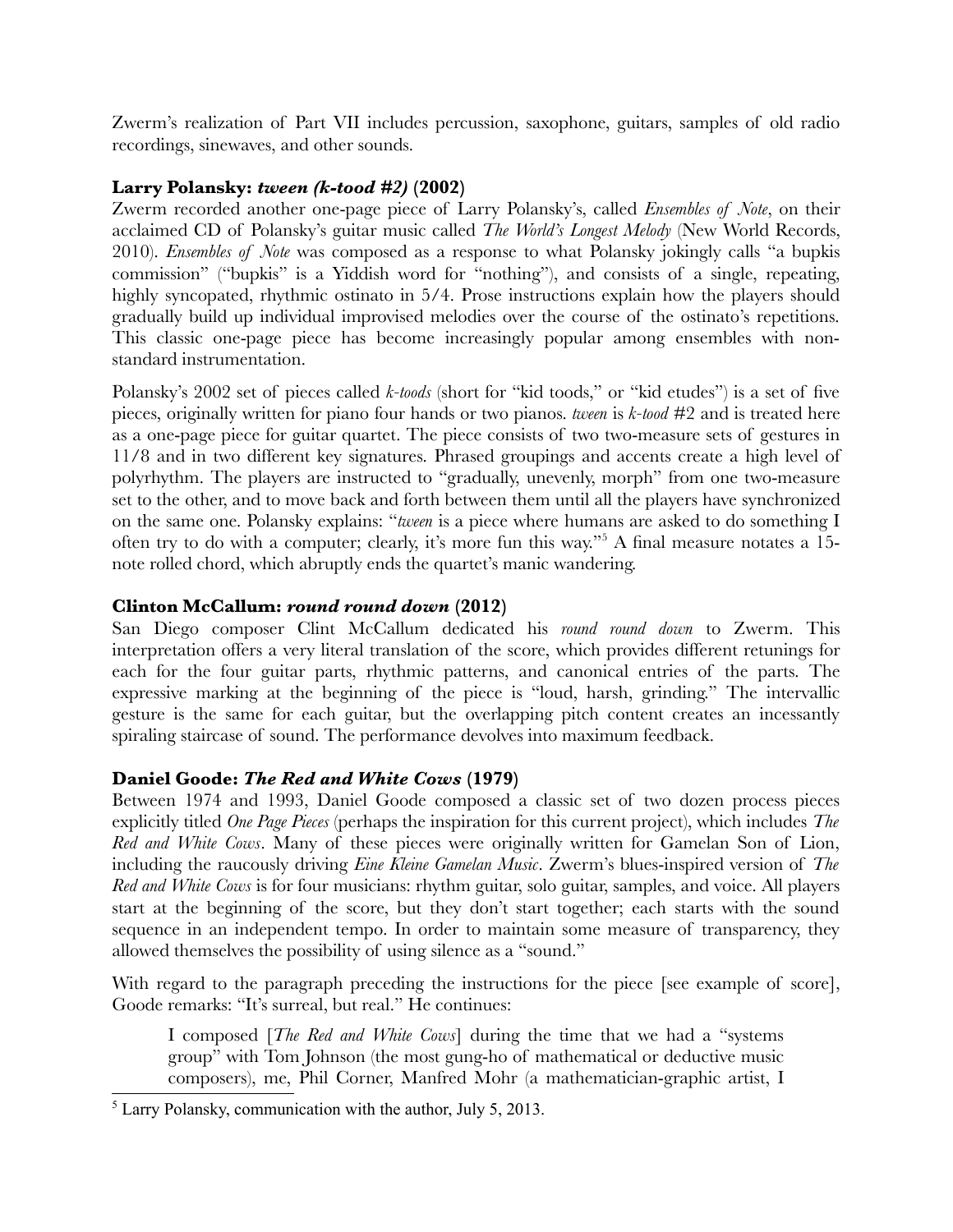Zwerm's realization of Part VII includes percussion, saxophone, guitars, samples of old radio recordings, sinewaves, and other sounds.

### Larry Polansky: *tween (k-tood #2)* (2002)

Zwerm recorded another one-page piece of Larry Polansky's, called *Ensembles of Note*, on their acclaimed CD of Polansky's guitar music called *The World's Longest Melody* (New World Records, 2010). *Ensembles of Note* was composed as a response to what Polansky jokingly calls "a bupkis commission" ("bupkis" is a Yiddish word for "nothing"), and consists of a single, repeating, highly syncopated, rhythmic ostinato in 5/4. Prose instructions explain how the players should gradually build up individual improvised melodies over the course of the ostinato's repetitions. This classic one-page piece has become increasingly popular among ensembles with non-standard instrumentation.

Polansky's 2002 set of pieces called *k-toods* (short for "kid toods," or "kid etudes") is a set of five pieces, originally written for piano four hands or two pianos. *tween* is *k-tood* #2 and is treated here as a one-page piece for guitar quartet. The piece consists of two two-measure sets of gestures in 11/8 and in two different key signatures. Phrased groupings and accents create a high level of polyrhythm. The players are instructed to "gradually, unevenly, morph" from one two-measure set to the other, and to move back and forth between them until all the players have synchronized on the same one. Polansky explains: "*tween* is a piece where humans are asked to do something I often try to do with a computer; clearly, it's more fun this way."[5] A final measure notates a 15-note rolled chord, which abruptly ends the quartet's manic wandering.

### Clinton McCallum: *round round down* (2012)

San Diego composer Clint McCallum dedicated his *round round down* to Zwerm. This interpretation offers a very literal translation of the score, which provides different retunings for each for the four guitar parts, rhythmic patterns, and canonical entries of the parts. The expressive marking at the beginning of the piece is "loud, harsh, grinding." The intervallic gesture is the same for each guitar, but the overlapping pitch content creates an incessantly spiraling staircase of sound. The performance devolves into maximum feedback.

### Daniel Goode: *The Red and White Cows* (1979)

Between 1974 and 1993, Daniel Goode composed a classic set of two dozen process pieces explicitly titled *One Page Pieces* (perhaps the inspiration for this current project), which includes *The Red and White Cows*. Many of these pieces were originally written for Gamelan Son of Lion, including the raucously driving *Eine Kleine Gamelan Music*. Zwerm's blues-inspired version of *The Red and White Cows* is for four musicians: rhythm guitar, solo guitar, samples, and voice. All players start at the beginning of the score, but they don't start together; each starts with the sound sequence in an independent tempo. In order to maintain some measure of transparency, they allowed themselves the possibility of using silence as a "sound."

With regard to the paragraph preceding the instructions for the piece [see example of score], Goode remarks: "It's surreal, but real." He continues:

> I composed [*The Red and White Cows*] during the time that we had a "systems group" with Tom Johnson (the most gung-ho of mathematical or deductive music composers), me, Phil Corner, Manfred Mohr (a mathematician-graphic artist, I

[5] Larry Polansky, communication with the author, July 5, 2013.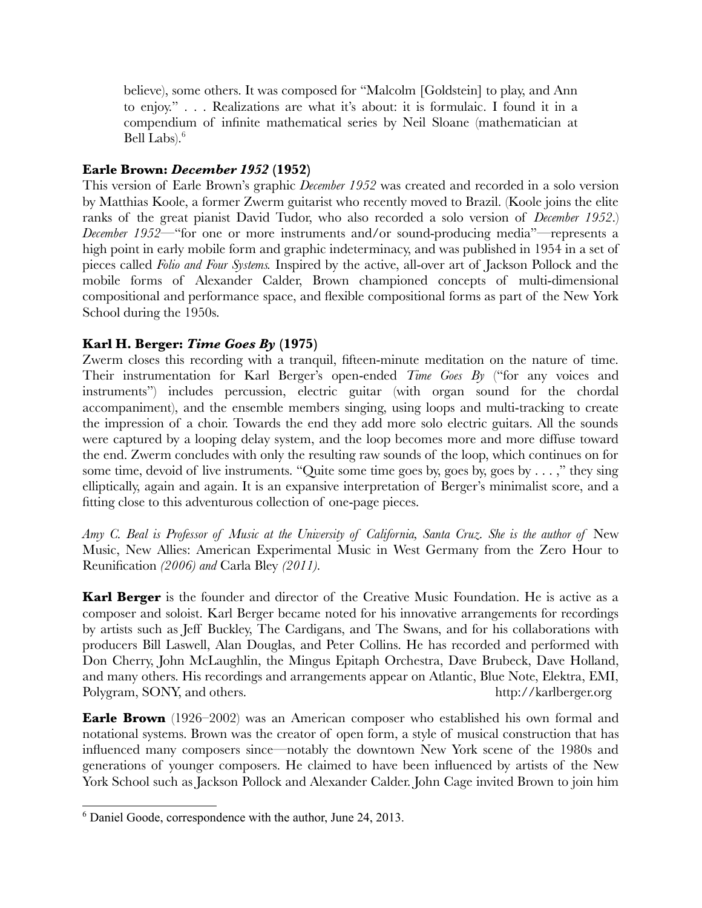> believe), some others. It was composed for "Malcolm [Goldstein] to play, and Ann to enjoy." . . . Realizations are what it's about: it is formulaic. I found it in a compendium of infinite mathematical series by Neil Sloane (mathematician at Bell Labs).[6]

### Earle Brown: *December 1952* (1952)

This version of Earle Brown's graphic *December 1952* was created and recorded in a solo version by Matthias Koole, a former Zwerm guitarist who recently moved to Brazil. (Koole joins the elite ranks of the great pianist David Tudor, who also recorded a solo version of *December 1952*.) *December 1952*—"for one or more instruments and/or sound-producing media"—represents a high point in early mobile form and graphic indeterminacy, and was published in 1954 in a set of pieces called *Folio and Four Systems.* Inspired by the active, all-over art of Jackson Pollock and the mobile forms of Alexander Calder, Brown championed concepts of multi-dimensional compositional and performance space, and flexible compositional forms as part of the New York School during the 1950s.

### Karl H. Berger: *Time Goes By* (1975)

Zwerm closes this recording with a tranquil, fifteen-minute meditation on the nature of time. Their instrumentation for Karl Berger's open-ended *Time Goes By* ("for any voices and instruments") includes percussion, electric guitar (with organ sound for the chordal accompaniment), and the ensemble members singing, using loops and multi-tracking to create the impression of a choir. Towards the end they add more solo electric guitars. All the sounds were captured by a looping delay system, and the loop becomes more and more diffuse toward the end. Zwerm concludes with only the resulting raw sounds of the loop, which continues on for some time, devoid of live instruments. "Quite some time goes by, goes by, goes by . . . ," they sing elliptically, again and again. It is an expansive interpretation of Berger's minimalist score, and a fitting close to this adventurous collection of one-page pieces.

*Amy C. Beal is Professor of Music at the University of California, Santa Cruz. She is the author of* New Music, New Allies: American Experimental Music in West Germany from the Zero Hour to Reunification *(2006) and* Carla Bley *(2011).*

**Karl Berger** is the founder and director of the Creative Music Foundation. He is active as a composer and soloist. Karl Berger became noted for his innovative arrangements for recordings by artists such as Jeff Buckley, The Cardigans, and The Swans, and for his collaborations with producers Bill Laswell, Alan Douglas, and Peter Collins. He has recorded and performed with Don Cherry, John McLaughlin, the Mingus Epitaph Orchestra, Dave Brubeck, Dave Holland, and many others. His recordings and arrangements appear on Atlantic, Blue Note, Elektra, EMI, Polygram, SONY, and others. http://karlberger.org

**Earle Brown** (1926–2002) was an American composer who established his own formal and notational systems. Brown was the creator of open form, a style of musical construction that has influenced many composers since—notably the downtown New York scene of the 1980s and generations of younger composers. He claimed to have been influenced by artists of the New York School such as Jackson Pollock and Alexander Calder. John Cage invited Brown to join him

[6] Daniel Goode, correspondence with the author, June 24, 2013.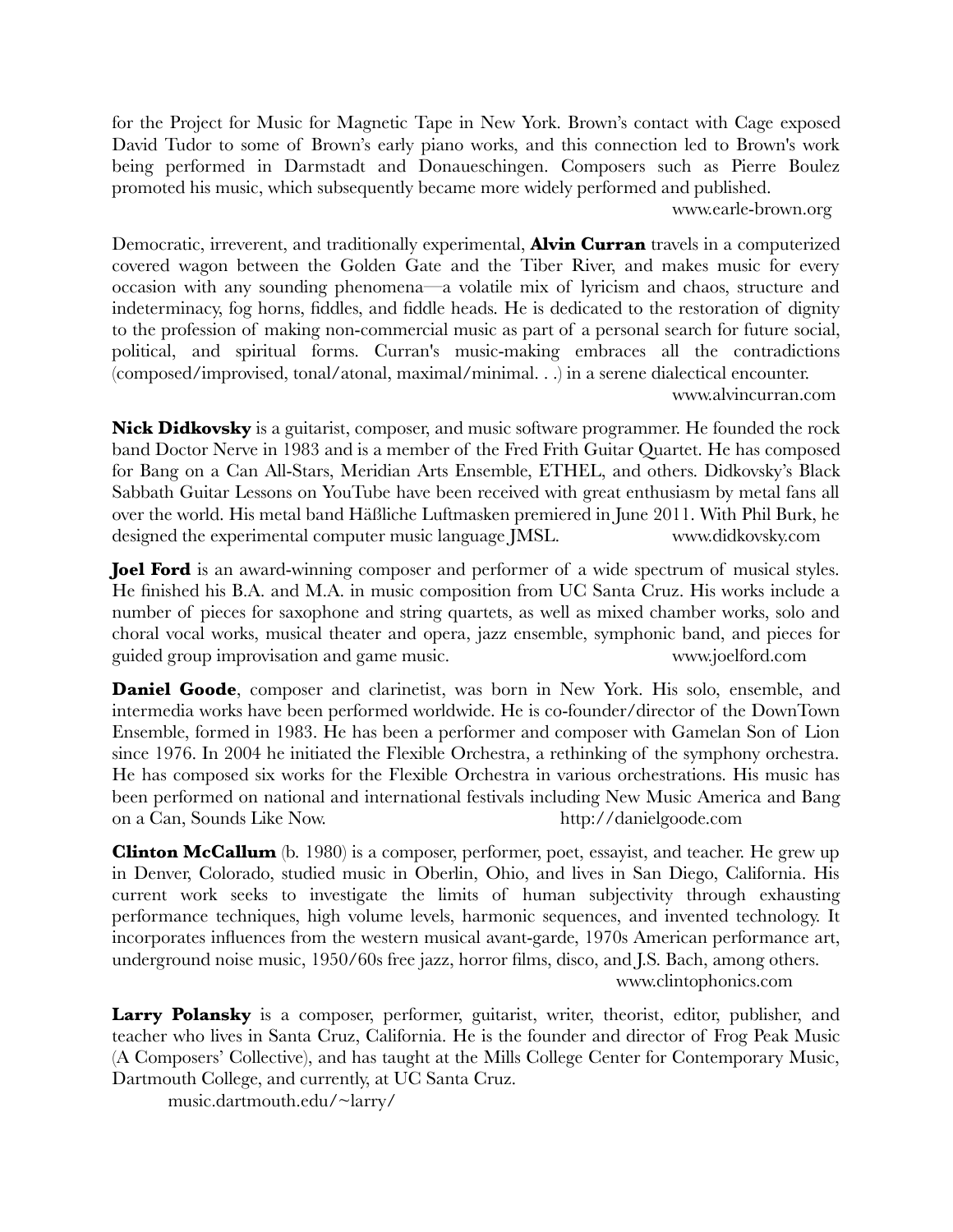for the Project for Music for Magnetic Tape in New York. Brown's contact with Cage exposed David Tudor to some of Brown's early piano works, and this connection led to Brown's work being performed in Darmstadt and Donaueschingen. Composers such as Pierre Boulez promoted his music, which subsequently became more widely performed and published.
www.earle-brown.org

Democratic, irreverent, and traditionally experimental, **Alvin Curran** travels in a computerized covered wagon between the Golden Gate and the Tiber River, and makes music for every occasion with any sounding phenomena—a volatile mix of lyricism and chaos, structure and indeterminacy, fog horns, fiddles, and fiddle heads. He is dedicated to the restoration of dignity to the profession of making non-commercial music as part of a personal search for future social, political, and spiritual forms. Curran's music-making embraces all the contradictions (composed/improvised, tonal/atonal, maximal/minimal. . .) in a serene dialectical encounter.
www.alvincurran.com

**Nick Didkovsky** is a guitarist, composer, and music software programmer. He founded the rock band Doctor Nerve in 1983 and is a member of the Fred Frith Guitar Quartet. He has composed for Bang on a Can All-Stars, Meridian Arts Ensemble, ETHEL, and others. Didkovsky's Black Sabbath Guitar Lessons on YouTube have been received with great enthusiasm by metal fans all over the world. His metal band Häßliche Luftmasken premiered in June 2011. With Phil Burk, he designed the experimental computer music language JMSL. www.didkovsky.com

**Joel Ford** is an award-winning composer and performer of a wide spectrum of musical styles. He finished his B.A. and M.A. in music composition from UC Santa Cruz. His works include a number of pieces for saxophone and string quartets, as well as mixed chamber works, solo and choral vocal works, musical theater and opera, jazz ensemble, symphonic band, and pieces for guided group improvisation and game music. www.joelford.com

**Daniel Goode**, composer and clarinetist, was born in New York. His solo, ensemble, and intermedia works have been performed worldwide. He is co-founder/director of the DownTown Ensemble, formed in 1983. He has been a performer and composer with Gamelan Son of Lion since 1976. In 2004 he initiated the Flexible Orchestra, a rethinking of the symphony orchestra. He has composed six works for the Flexible Orchestra in various orchestrations. His music has been performed on national and international festivals including New Music America and Bang on a Can, Sounds Like Now. http://danielgoode.com

**Clinton McCallum** (b. 1980) is a composer, performer, poet, essayist, and teacher. He grew up in Denver, Colorado, studied music in Oberlin, Ohio, and lives in San Diego, California. His current work seeks to investigate the limits of human subjectivity through exhausting performance techniques, high volume levels, harmonic sequences, and invented technology. It incorporates influences from the western musical avant-garde, 1970s American performance art, underground noise music, 1950/60s free jazz, horror films, disco, and J.S. Bach, among others.
www.clintophonics.com

**Larry Polansky** is a composer, performer, guitarist, writer, theorist, editor, publisher, and teacher who lives in Santa Cruz, California. He is the founder and director of Frog Peak Music (A Composers' Collective), and has taught at the Mills College Center for Contemporary Music, Dartmouth College, and currently, at UC Santa Cruz.
music.dartmouth.edu/~larry/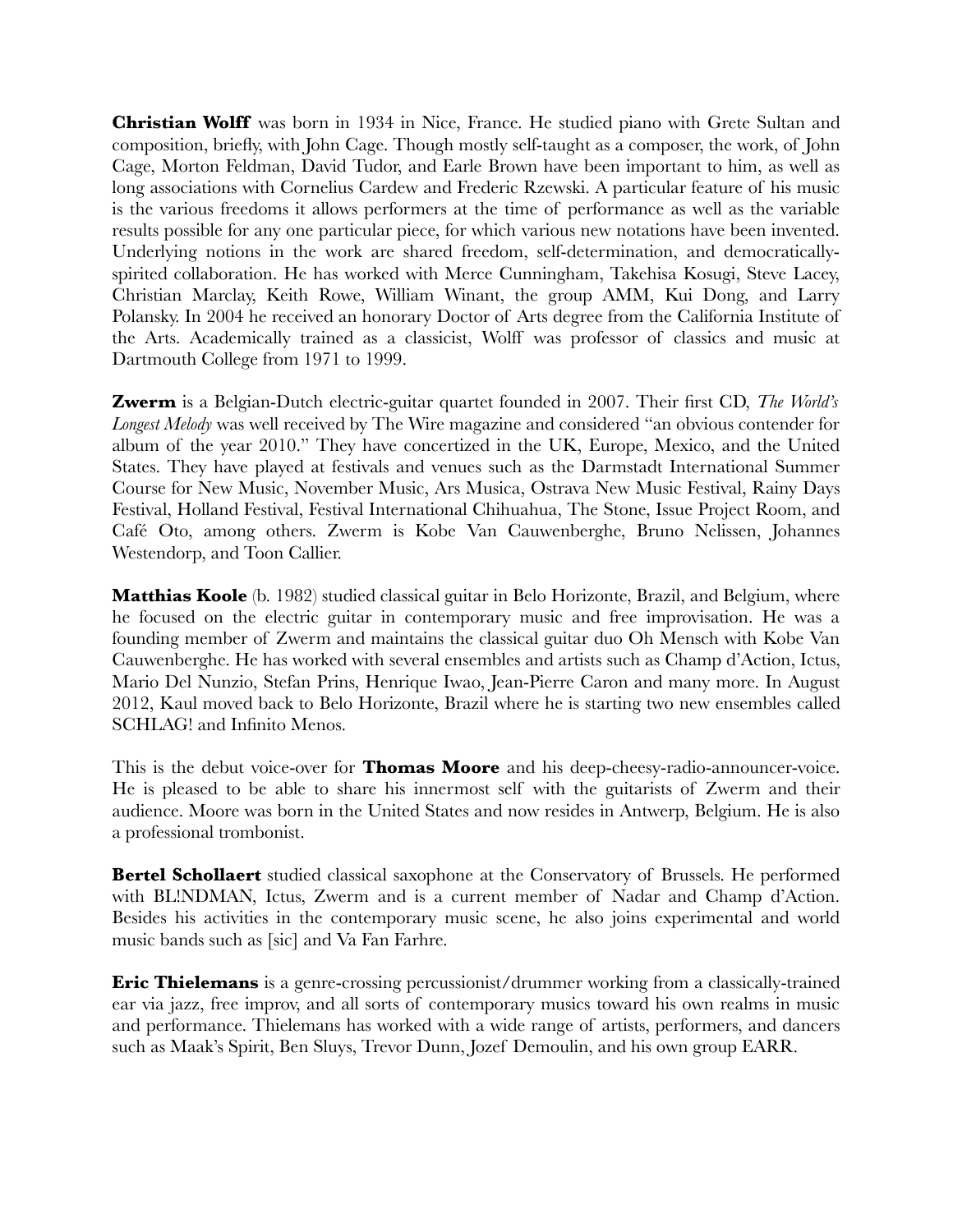**Christian Wolff** was born in 1934 in Nice, France. He studied piano with Grete Sultan and composition, briefly, with John Cage. Though mostly self-taught as a composer, the work, of John Cage, Morton Feldman, David Tudor, and Earle Brown have been important to him, as well as long associations with Cornelius Cardew and Frederic Rzewski. A particular feature of his music is the various freedoms it allows performers at the time of performance as well as the variable results possible for any one particular piece, for which various new notations have been invented. Underlying notions in the work are shared freedom, self-determination, and democratically-spirited collaboration. He has worked with Merce Cunningham, Takehisa Kosugi, Steve Lacey, Christian Marclay, Keith Rowe, William Winant, the group AMM, Kui Dong, and Larry Polansky. In 2004 he received an honorary Doctor of Arts degree from the California Institute of the Arts. Academically trained as a classicist, Wolff was professor of classics and music at Dartmouth College from 1971 to 1999.

**Zwerm** is a Belgian-Dutch electric-guitar quartet founded in 2007. Their first CD, *The World's Longest Melody* was well received by The Wire magazine and considered "an obvious contender for album of the year 2010." They have concertized in the UK, Europe, Mexico, and the United States. They have played at festivals and venues such as the Darmstadt International Summer Course for New Music, November Music, Ars Musica, Ostrava New Music Festival, Rainy Days Festival, Holland Festival, Festival International Chihuahua, The Stone, Issue Project Room, and Café Oto, among others. Zwerm is Kobe Van Cauwenberghe, Bruno Nelissen, Johannes Westendorp, and Toon Callier.

**Matthias Koole** (b. 1982) studied classical guitar in Belo Horizonte, Brazil, and Belgium, where he focused on the electric guitar in contemporary music and free improvisation. He was a founding member of Zwerm and maintains the classical guitar duo Oh Mensch with Kobe Van Cauwenberghe. He has worked with several ensembles and artists such as Champ d'Action, Ictus, Mario Del Nunzio, Stefan Prins, Henrique Iwao, Jean-Pierre Caron and many more. In August 2012, Kaul moved back to Belo Horizonte, Brazil where he is starting two new ensembles called SCHLAG! and Infinito Menos.

This is the debut voice-over for **Thomas Moore** and his deep-cheesy-radio-announcer-voice. He is pleased to be able to share his innermost self with the guitarists of Zwerm and their audience. Moore was born in the United States and now resides in Antwerp, Belgium. He is also a professional trombonist.

**Bertel Schollaert** studied classical saxophone at the Conservatory of Brussels. He performed with BL!NDMAN, Ictus, Zwerm and is a current member of Nadar and Champ d'Action. Besides his activities in the contemporary music scene, he also joins experimental and world music bands such as [sic] and Va Fan Farhre.

**Eric Thielemans** is a genre-crossing percussionist/drummer working from a classically-trained ear via jazz, free improv, and all sorts of contemporary musics toward his own realms in music and performance. Thielemans has worked with a wide range of artists, performers, and dancers such as Maak's Spirit, Ben Sluys, Trevor Dunn, Jozef Demoulin, and his own group EARR.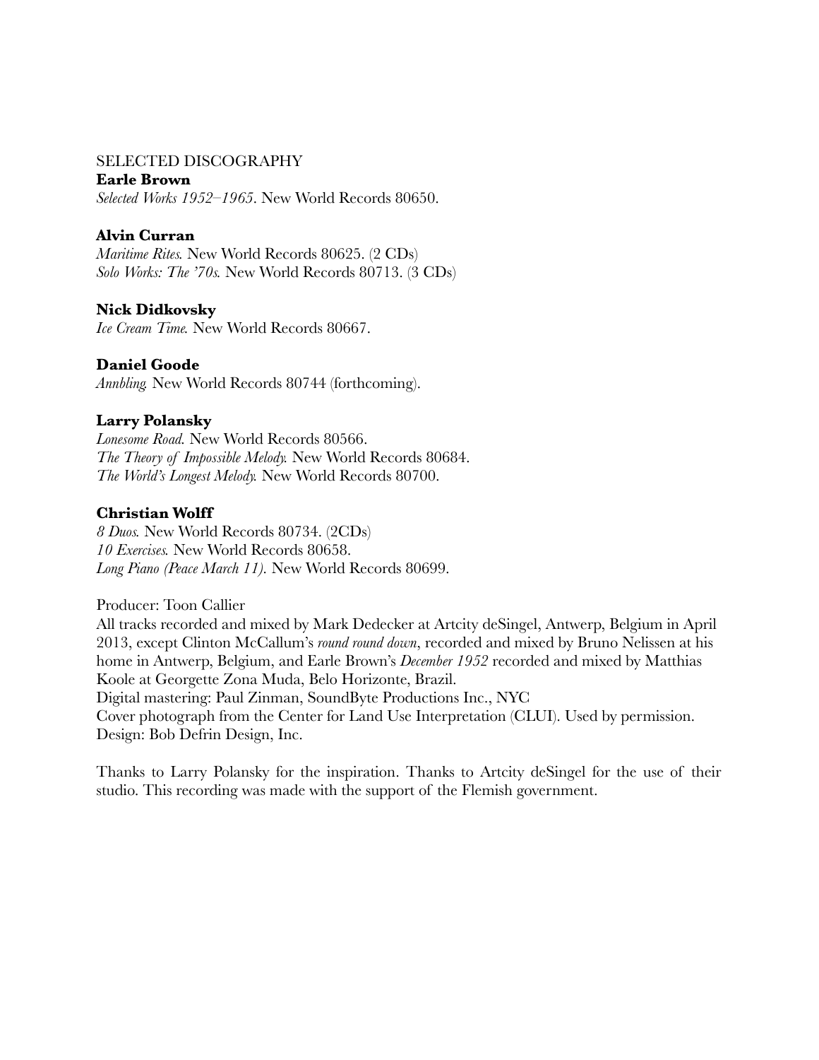SELECTED DISCOGRAPHY

**Earle Brown**

*Selected Works 1952–1965*. New World Records 80650.

**Alvin Curran**

*Maritime Rites.* New World Records 80625. (2 CDs)
*Solo Works: The '70s.* New World Records 80713. (3 CDs)

**Nick Didkovsky**

*Ice Cream Time.* New World Records 80667.

**Daniel Goode**

*Annbling.* New World Records 80744 (forthcoming).

**Larry Polansky**

*Lonesome Road.* New World Records 80566.
*The Theory of Impossible Melody.* New World Records 80684.
*The World's Longest Melody.* New World Records 80700.

**Christian Wolff**

*8 Duos.* New World Records 80734. (2CDs)
*10 Exercises.* New World Records 80658.
*Long Piano (Peace March 11).* New World Records 80699.

Producer: Toon Callier
All tracks recorded and mixed by Mark Dedecker at Artcity deSingel, Antwerp, Belgium in April 2013, except Clinton McCallum's *round round down*, recorded and mixed by Bruno Nelissen at his home in Antwerp, Belgium, and Earle Brown's *December 1952* recorded and mixed by Matthias Koole at Georgette Zona Muda, Belo Horizonte, Brazil.
Digital mastering: Paul Zinman, SoundByte Productions Inc., NYC
Cover photograph from the Center for Land Use Interpretation (CLUI). Used by permission.
Design: Bob Defrin Design, Inc.

Thanks to Larry Polansky for the inspiration. Thanks to Artcity deSingel for the use of their studio. This recording was made with the support of the Flemish government.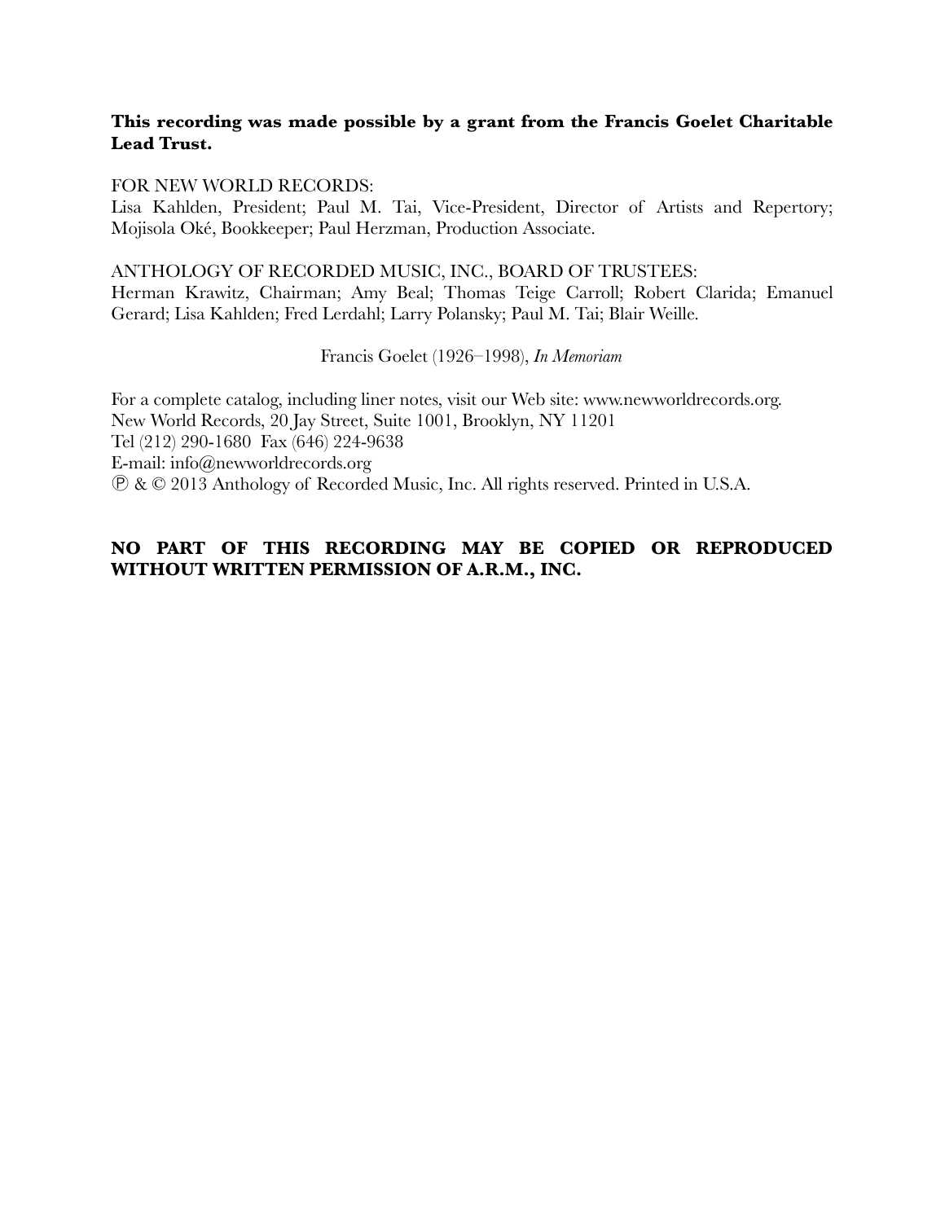**This recording was made possible by a grant from the Francis Goelet Charitable Lead Trust.**

FOR NEW WORLD RECORDS:
Lisa Kahlden, President; Paul M. Tai, Vice-President, Director of Artists and Repertory; Mojisola Oké, Bookkeeper; Paul Herzman, Production Associate.

ANTHOLOGY OF RECORDED MUSIC, INC., BOARD OF TRUSTEES:
Herman Krawitz, Chairman; Amy Beal; Thomas Teige Carroll; Robert Clarida; Emanuel Gerard; Lisa Kahlden; Fred Lerdahl; Larry Polansky; Paul M. Tai; Blair Weille.

Francis Goelet (1926–1998), *In Memoriam*

For a complete catalog, including liner notes, visit our Web site: www.newworldrecords.org.
New World Records, 20 Jay Street, Suite 1001, Brooklyn, NY 11201
Tel (212) 290-1680 Fax (646) 224-9638
E-mail: info@newworldrecords.org
℗ & © 2013 Anthology of Recorded Music, Inc. All rights reserved. Printed in U.S.A.

**NO PART OF THIS RECORDING MAY BE COPIED OR REPRODUCED WITHOUT WRITTEN PERMISSION OF A.R.M., INC.**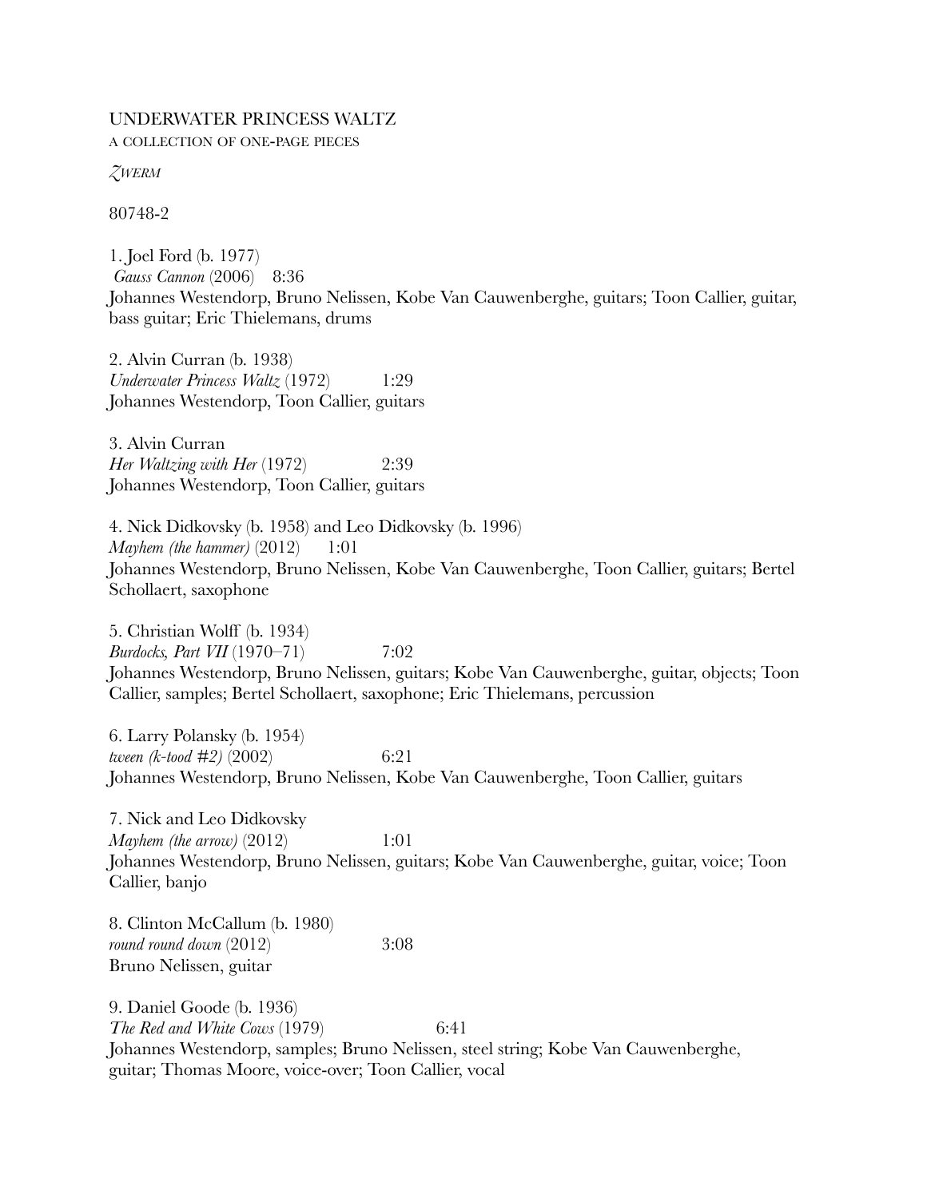UNDERWATER PRINCESS WALTZ

A COLLECTION OF ONE-PAGE PIECES

*ZWERM*

80748-2

1. Joel Ford (b. 1977)
*Gauss Cannon* (2006) 8:36
Johannes Westendorp, Bruno Nelissen, Kobe Van Cauwenberghe, guitars; Toon Callier, guitar, bass guitar; Eric Thielemans, drums

2. Alvin Curran (b. 1938)
*Underwater Princess Waltz* (1972) 1:29
Johannes Westendorp, Toon Callier, guitars

3. Alvin Curran
*Her Waltzing with Her* (1972) 2:39
Johannes Westendorp, Toon Callier, guitars

4. Nick Didkovsky (b. 1958) and Leo Didkovsky (b. 1996)
*Mayhem (the hammer)* (2012) 1:01
Johannes Westendorp, Bruno Nelissen, Kobe Van Cauwenberghe, Toon Callier, guitars; Bertel Schollaert, saxophone

5. Christian Wolff (b. 1934)
*Burdocks, Part VII* (1970–71) 7:02
Johannes Westendorp, Bruno Nelissen, guitars; Kobe Van Cauwenberghe, guitar, objects; Toon Callier, samples; Bertel Schollaert, saxophone; Eric Thielemans, percussion

6. Larry Polansky (b. 1954)
*tween (k-tood #2)* (2002) 6:21
Johannes Westendorp, Bruno Nelissen, Kobe Van Cauwenberghe, Toon Callier, guitars

7. Nick and Leo Didkovsky
*Mayhem (the arrow)* (2012) 1:01
Johannes Westendorp, Bruno Nelissen, guitars; Kobe Van Cauwenberghe, guitar, voice; Toon Callier, banjo

8. Clinton McCallum (b. 1980)
*round round down* (2012) 3:08
Bruno Nelissen, guitar

9. Daniel Goode (b. 1936)
*The Red and White Cows* (1979) 6:41
Johannes Westendorp, samples; Bruno Nelissen, steel string; Kobe Van Cauwenberghe, guitar; Thomas Moore, voice-over; Toon Callier, vocal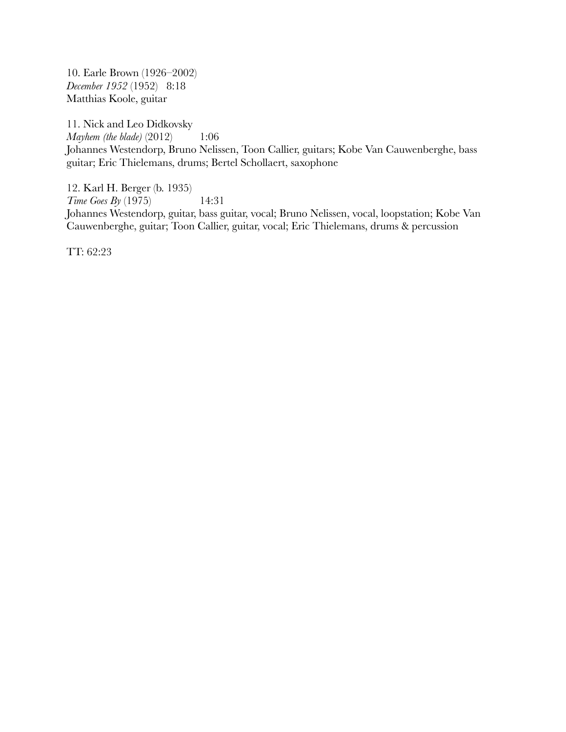10. Earle Brown (1926–2002)
*December 1952* (1952) 8:18
Matthias Koole, guitar

11. Nick and Leo Didkovsky
*Mayhem (the blade)* (2012) 1:06
Johannes Westendorp, Bruno Nelissen, Toon Callier, guitars; Kobe Van Cauwenberghe, bass guitar; Eric Thielemans, drums; Bertel Schollaert, saxophone

12. Karl H. Berger (b. 1935)
*Time Goes By* (1975) 14:31
Johannes Westendorp, guitar, bass guitar, vocal; Bruno Nelissen, vocal, loopstation; Kobe Van Cauwenberghe, guitar; Toon Callier, guitar, vocal; Eric Thielemans, drums & percussion

TT: 62:23